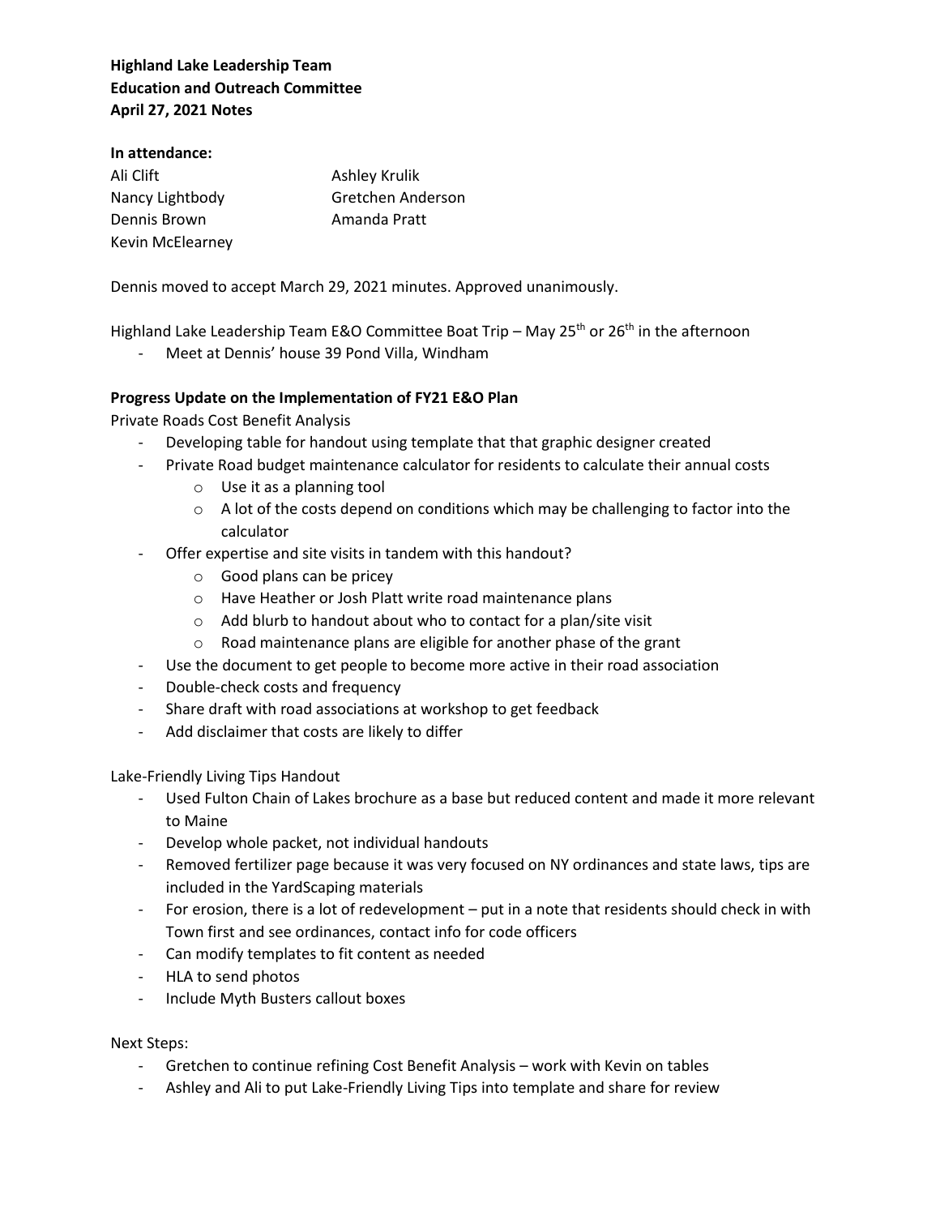**Highland Lake Leadership Team**
**Education and Outreach Committee**
**April 27, 2021 Notes**

**In attendance:**

| | |
|---|---|
| Ali Clift | Ashley Krulik |
| Nancy Lightbody | Gretchen Anderson |
| Dennis Brown | Amanda Pratt |
| Kevin McElearney | |

Dennis moved to accept March 29, 2021 minutes. Approved unanimously.

Highland Lake Leadership Team E&O Committee Boat Trip – May 25th or 26th in the afternoon

- Meet at Dennis' house 39 Pond Villa, Windham

**Progress Update on the Implementation of FY21 E&O Plan**

Private Roads Cost Benefit Analysis

- Developing table for handout using template that that graphic designer created
- Private Road budget maintenance calculator for residents to calculate their annual costs
  - Use it as a planning tool
  - A lot of the costs depend on conditions which may be challenging to factor into the calculator
- Offer expertise and site visits in tandem with this handout?
  - Good plans can be pricey
  - Have Heather or Josh Platt write road maintenance plans
  - Add blurb to handout about who to contact for a plan/site visit
  - Road maintenance plans are eligible for another phase of the grant
- Use the document to get people to become more active in their road association
- Double-check costs and frequency
- Share draft with road associations at workshop to get feedback
- Add disclaimer that costs are likely to differ

Lake-Friendly Living Tips Handout

- Used Fulton Chain of Lakes brochure as a base but reduced content and made it more relevant to Maine
- Develop whole packet, not individual handouts
- Removed fertilizer page because it was very focused on NY ordinances and state laws, tips are included in the YardScaping materials
- For erosion, there is a lot of redevelopment – put in a note that residents should check in with Town first and see ordinances, contact info for code officers
- Can modify templates to fit content as needed
- HLA to send photos
- Include Myth Busters callout boxes

Next Steps:

- Gretchen to continue refining Cost Benefit Analysis – work with Kevin on tables
- Ashley and Ali to put Lake-Friendly Living Tips into template and share for review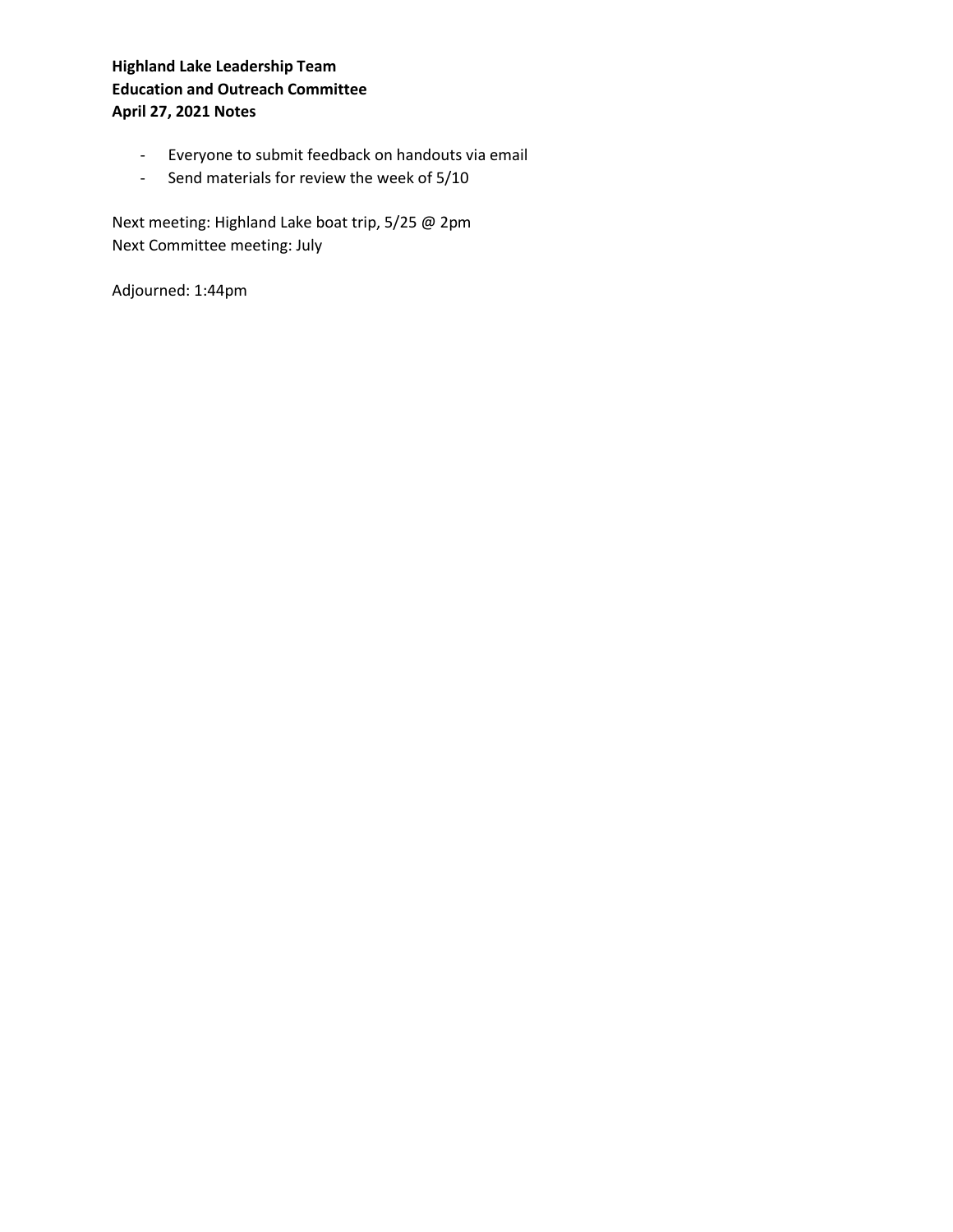**Highland Lake Leadership Team**
**Education and Outreach Committee**
**April 27, 2021 Notes**

- Everyone to submit feedback on handouts via email
- Send materials for review the week of 5/10

Next meeting: Highland Lake boat trip, 5/25 @ 2pm
Next Committee meeting: July

Adjourned: 1:44pm